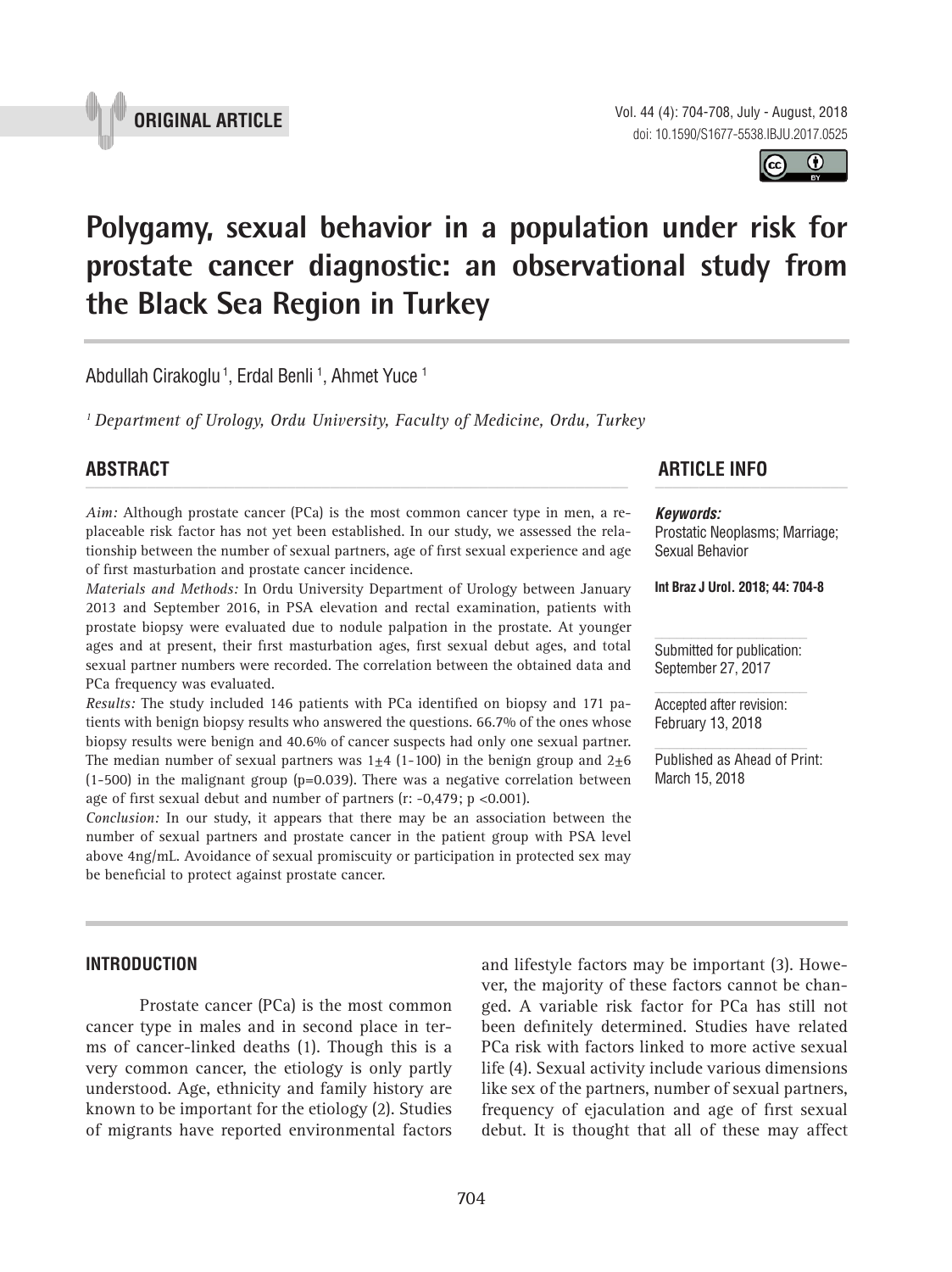ORIGINAL ARTICLE

doi: 10.1590/S1677-5538.IBJU.2017.0525

# Polygamy, sexual behavior in a population under risk for prostate cancer diagnostic: an observational study from the Black Sea Region in Turkey

Abdullah Cirakoglu [1], Erdal Benli [1], Ahmet Yuce [1]

*[1] Department of Urology, Ordu University, Faculty of Medicine, Ordu, Turkey*

## ABSTRACT

*Aim:* Although prostate cancer (PCa) is the most common cancer type in men, a replaceable risk factor has not yet been established. In our study, we assessed the relationship between the number of sexual partners, age of first sexual experience and age of first masturbation and prostate cancer incidence.

*Materials and Methods:* In Ordu University Department of Urology between January 2013 and September 2016, in PSA elevation and rectal examination, patients with prostate biopsy were evaluated due to nodule palpation in the prostate. At younger ages and at present, their first masturbation ages, first sexual debut ages, and total sexual partner numbers were recorded. The correlation between the obtained data and PCa frequency was evaluated.

*Results:* The study included 146 patients with PCa identified on biopsy and 171 patients with benign biopsy results who answered the questions. 66.7% of the ones whose biopsy results were benign and 40.6% of cancer suspects had only one sexual partner. The median number of sexual partners was $1 \pm 4$ (1-100) in the benign group and $2 \pm 6$ (1-500) in the malignant group (p=0.039). There was a negative correlation between age of first sexual debut and number of partners (r: -0,479; p <0.001).

*Conclusion:* In our study, it appears that there may be an association between the number of sexual partners and prostate cancer in the patient group with PSA level above 4ng/mL. Avoidance of sexual promiscuity or participation in protected sex may be beneficial to protect against prostate cancer.

## ARTICLE INFO

***Keywords:***
Prostatic Neoplasms; Marriage; Sexual Behavior

**Int Braz J Urol. 2018; 44: 704-8**

Submitted for publication:
September 27, 2017

Accepted after revision:
February 13, 2018

Published as Ahead of Print:
March 15, 2018

## INTRODUCTION

Prostate cancer (PCa) is the most common cancer type in males and in second place in terms of cancer-linked deaths (1). Though this is a very common cancer, the etiology is only partly understood. Age, ethnicity and family history are known to be important for the etiology (2). Studies of migrants have reported environmental factors and lifestyle factors may be important (3). However, the majority of these factors cannot be changed. A variable risk factor for PCa has still not been definitely determined. Studies have related PCa risk with factors linked to more active sexual life (4). Sexual activity include various dimensions like sex of the partners, number of sexual partners, frequency of ejaculation and age of first sexual debut. It is thought that all of these may affect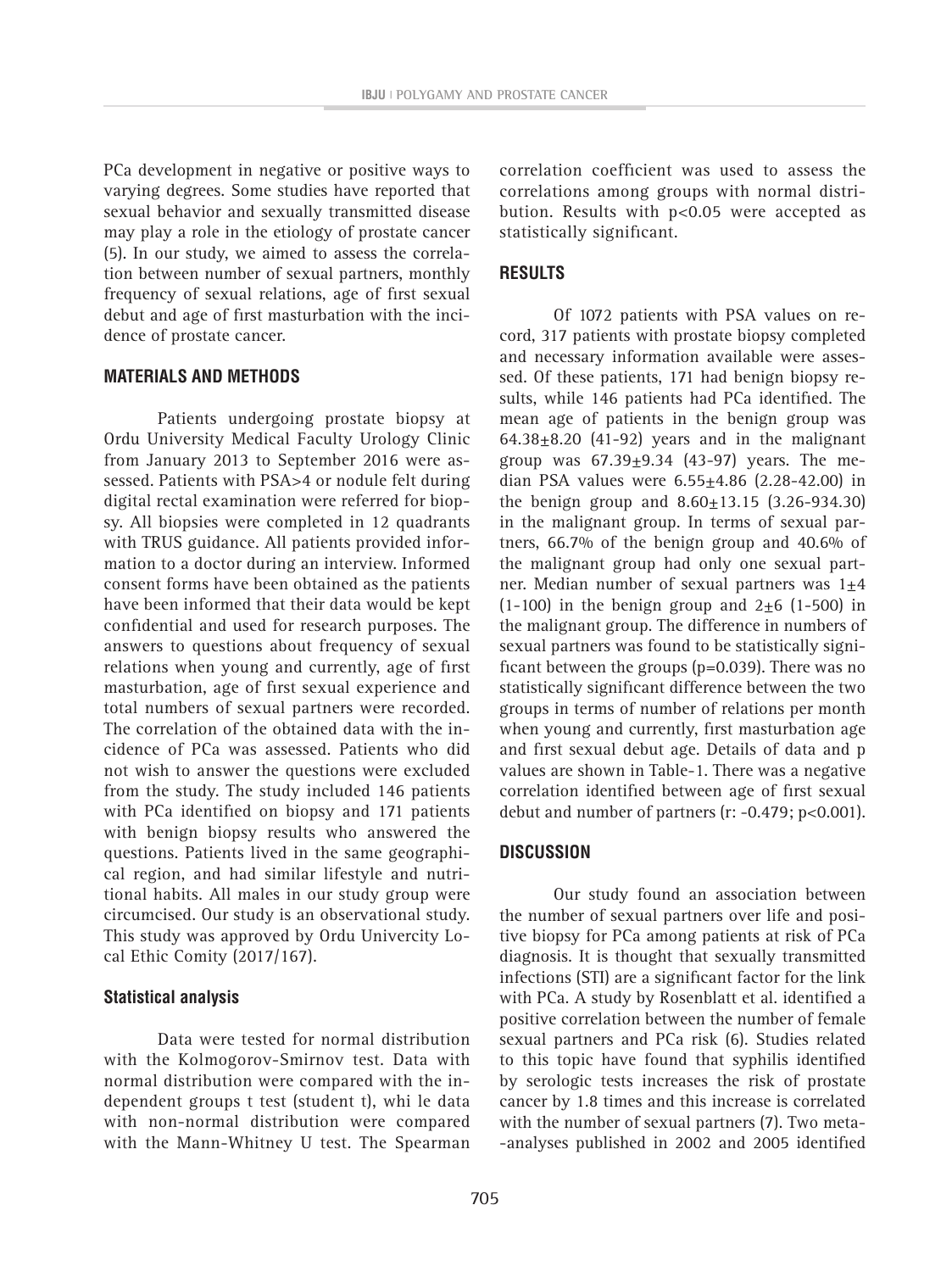PCa development in negative or positive ways to varying degrees. Some studies have reported that sexual behavior and sexually transmitted disease may play a role in the etiology of prostate cancer (5). In our study, we aimed to assess the correlation between number of sexual partners, monthly frequency of sexual relations, age of first sexual debut and age of first masturbation with the incidence of prostate cancer.

## MATERIALS AND METHODS

Patients undergoing prostate biopsy at Ordu University Medical Faculty Urology Clinic from January 2013 to September 2016 were assessed. Patients with PSA>4 or nodule felt during digital rectal examination were referred for biopsy. All biopsies were completed in 12 quadrants with TRUS guidance. All patients provided information to a doctor during an interview. Informed consent forms have been obtained as the patients have been informed that their data would be kept confidential and used for research purposes. The answers to questions about frequency of sexual relations when young and currently, age of first masturbation, age of first sexual experience and total numbers of sexual partners were recorded. The correlation of the obtained data with the incidence of PCa was assessed. Patients who did not wish to answer the questions were excluded from the study. The study included 146 patients with PCa identified on biopsy and 171 patients with benign biopsy results who answered the questions. Patients lived in the same geographical region, and had similar lifestyle and nutritional habits. All males in our study group were circumcised. Our study is an observational study. This study was approved by Ordu Univercity Local Ethic Comity (2017/167).

### Statistical analysis

Data were tested for normal distribution with the Kolmogorov-Smirnov test. Data with normal distribution were compared with the independent groups t test (student t), whi le data with non-normal distribution were compared with the Mann-Whitney U test. The Spearman correlation coefficient was used to assess the correlations among groups with normal distribution. Results with $p<0.05$ were accepted as statistically significant.

## RESULTS

Of 1072 patients with PSA values on record, 317 patients with prostate biopsy completed and necessary information available were assessed. Of these patients, 171 had benign biopsy results, while 146 patients had PCa identified. The mean age of patients in the benign group was $64.38\pm8.20$ (41-92) years and in the malignant group was $67.39\pm9.34$ (43-97) years. The median PSA values were $6.55\pm4.86$ (2.28-42.00) in the benign group and $8.60\pm13.15$ (3.26-934.30) in the malignant group. In terms of sexual partners, 66.7% of the benign group and 40.6% of the malignant group had only one sexual partner. Median number of sexual partners was $1\pm4$ (1-100) in the benign group and $2\pm6$ (1-500) in the malignant group. The difference in numbers of sexual partners was found to be statistically significant between the groups ($p=0.039$). There was no statistically significant difference between the two groups in terms of number of relations per month when young and currently, first masturbation age and first sexual debut age. Details of data and p values are shown in Table-1. There was a negative correlation identified between age of first sexual debut and number of partners (r: -0.479; $p<0.001$).

## DISCUSSION

Our study found an association between the number of sexual partners over life and positive biopsy for PCa among patients at risk of PCa diagnosis. It is thought that sexually transmitted infections (STI) are a significant factor for the link with PCa. A study by Rosenblatt et al. identified a positive correlation between the number of female sexual partners and PCa risk (6). Studies related to this topic have found that syphilis identified by serologic tests increases the risk of prostate cancer by 1.8 times and this increase is correlated with the number of sexual partners (7). Two meta-analyses published in 2002 and 2005 identified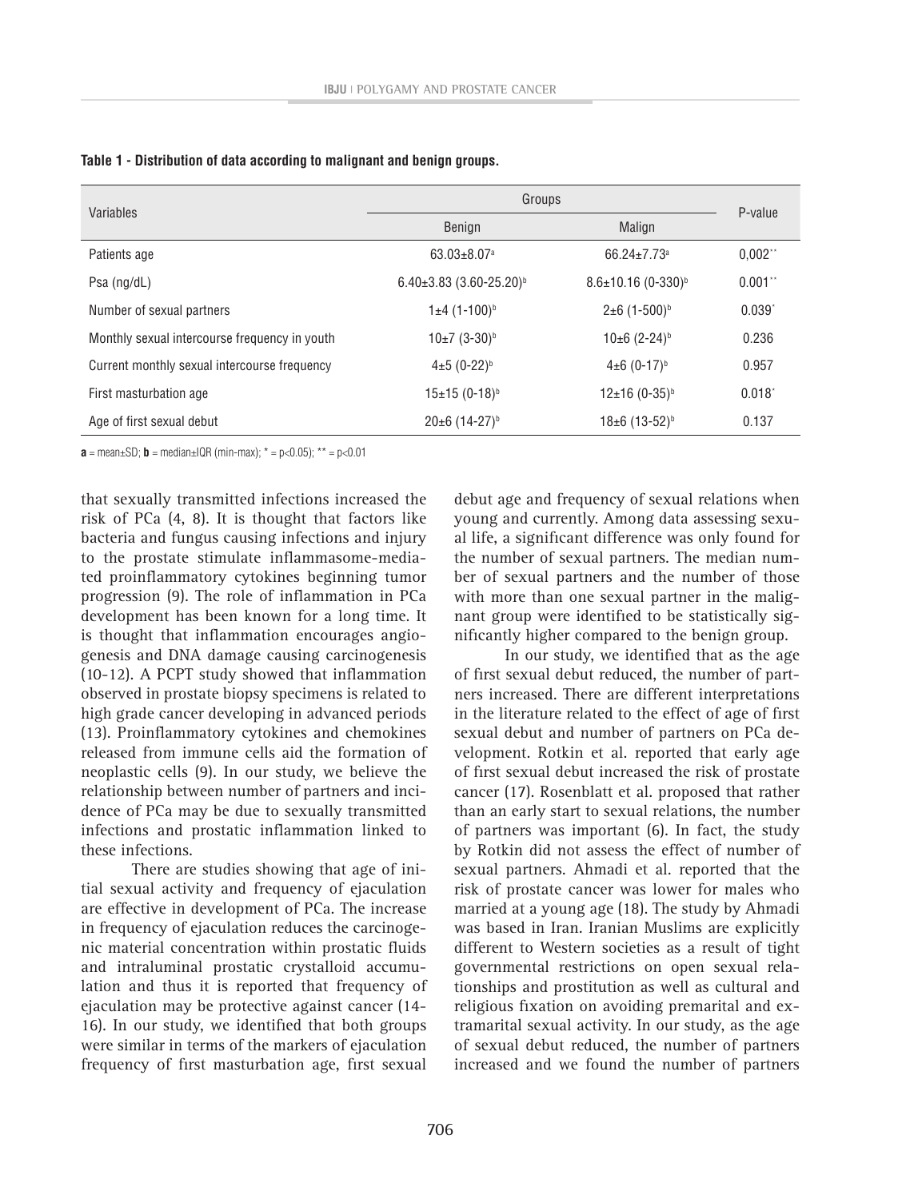**Table 1 - Distribution of data according to malignant and benign groups.**

| Variables | Groups | | P-value |
|---|---|---|---|
| | Benign | Malign | |
| Patients age | 63.03±8.07[a] | 66.24±7.73[a] | 0,002** |
| Psa (ng/dL) | 6.40±3.83 (3.60-25.20)[b] | 8.6±10.16 (0-330)[b] | 0.001** |
| Number of sexual partners | 1±4 (1-100)[b] | 2±6 (1-500)[b] | 0.039* |
| Monthly sexual intercourse frequency in youth | 10±7 (3-30)[b] | 10±6 (2-24)[b] | 0.236 |
| Current monthly sexual intercourse frequency | 4±5 (0-22)[b] | 4±6 (0-17)[b] | 0.957 |
| First masturbation age | 15±15 (0-18)[b] | 12±16 (0-35)[b] | 0.018* |
| Age of first sexual debut | 20±6 (14-27)[b] | 18±6 (13-52)[b] | 0.137 |

**a** = mean±SD; **b** = median±IQR (min-max); * = p<0.05); ** = p<0.01

that sexually transmitted infections increased the risk of PCa (4, 8). It is thought that factors like bacteria and fungus causing infections and injury to the prostate stimulate inflammasome-mediated proinflammatory cytokines beginning tumor progression (9). The role of inflammation in PCa development has been known for a long time. It is thought that inflammation encourages angiogenesis and DNA damage causing carcinogenesis (10-12). A PCPT study showed that inflammation observed in prostate biopsy specimens is related to high grade cancer developing in advanced periods (13). Proinflammatory cytokines and chemokines released from immune cells aid the formation of neoplastic cells (9). In our study, we believe the relationship between number of partners and incidence of PCa may be due to sexually transmitted infections and prostatic inflammation linked to these infections.

There are studies showing that age of initial sexual activity and frequency of ejaculation are effective in development of PCa. The increase in frequency of ejaculation reduces the carcinogenic material concentration within prostatic fluids and intraluminal prostatic crystalloid accumulation and thus it is reported that frequency of ejaculation may be protective against cancer (14-16). In our study, we identified that both groups were similar in terms of the markers of ejaculation frequency of first masturbation age, first sexual debut age and frequency of sexual relations when young and currently. Among data assessing sexual life, a significant difference was only found for the number of sexual partners. The median number of sexual partners and the number of those with more than one sexual partner in the malignant group were identified to be statistically significantly higher compared to the benign group.

In our study, we identified that as the age of first sexual debut reduced, the number of partners increased. There are different interpretations in the literature related to the effect of age of first sexual debut and number of partners on PCa development. Rotkin et al. reported that early age of first sexual debut increased the risk of prostate cancer (17). Rosenblatt et al. proposed that rather than an early start to sexual relations, the number of partners was important (6). In fact, the study by Rotkin did not assess the effect of number of sexual partners. Ahmadi et al. reported that the risk of prostate cancer was lower for males who married at a young age (18). The study by Ahmadi was based in Iran. Iranian Muslims are explicitly different to Western societies as a result of tight governmental restrictions on open sexual relationships and prostitution as well as cultural and religious fixation on avoiding premarital and extramarital sexual activity. In our study, as the age of sexual debut reduced, the number of partners increased and we found the number of partners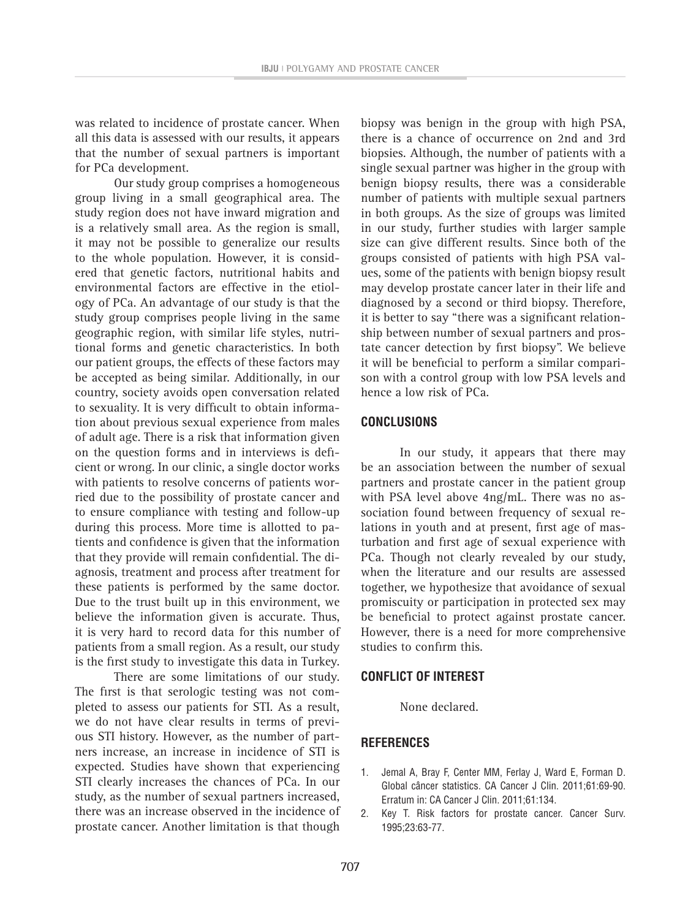was related to incidence of prostate cancer. When all this data is assessed with our results, it appears that the number of sexual partners is important for PCa development.

Our study group comprises a homogeneous group living in a small geographical area. The study region does not have inward migration and is a relatively small area. As the region is small, it may not be possible to generalize our results to the whole population. However, it is considered that genetic factors, nutritional habits and environmental factors are effective in the etiology of PCa. An advantage of our study is that the study group comprises people living in the same geographic region, with similar life styles, nutritional forms and genetic characteristics. In both our patient groups, the effects of these factors may be accepted as being similar. Additionally, in our country, society avoids open conversation related to sexuality. It is very difficult to obtain information about previous sexual experience from males of adult age. There is a risk that information given on the question forms and in interviews is deficient or wrong. In our clinic, a single doctor works with patients to resolve concerns of patients worried due to the possibility of prostate cancer and to ensure compliance with testing and follow-up during this process. More time is allotted to patients and confidence is given that the information that they provide will remain confidential. The diagnosis, treatment and process after treatment for these patients is performed by the same doctor. Due to the trust built up in this environment, we believe the information given is accurate. Thus, it is very hard to record data for this number of patients from a small region. As a result, our study is the first study to investigate this data in Turkey.

There are some limitations of our study. The first is that serologic testing was not completed to assess our patients for STI. As a result, we do not have clear results in terms of previous STI history. However, as the number of partners increase, an increase in incidence of STI is expected. Studies have shown that experiencing STI clearly increases the chances of PCa. In our study, as the number of sexual partners increased, there was an increase observed in the incidence of prostate cancer. Another limitation is that though biopsy was benign in the group with high PSA, there is a chance of occurrence on 2nd and 3rd biopsies. Although, the number of patients with a single sexual partner was higher in the group with benign biopsy results, there was a considerable number of patients with multiple sexual partners in both groups. As the size of groups was limited in our study, further studies with larger sample size can give different results. Since both of the groups consisted of patients with high PSA values, some of the patients with benign biopsy result may develop prostate cancer later in their life and diagnosed by a second or third biopsy. Therefore, it is better to say "there was a significant relationship between number of sexual partners and prostate cancer detection by first biopsy". We believe it will be beneficial to perform a similar comparison with a control group with low PSA levels and hence a low risk of PCa.

## CONCLUSIONS

In our study, it appears that there may be an association between the number of sexual partners and prostate cancer in the patient group with PSA level above 4ng/mL. There was no association found between frequency of sexual relations in youth and at present, first age of masturbation and first age of sexual experience with PCa. Though not clearly revealed by our study, when the literature and our results are assessed together, we hypothesize that avoidance of sexual promiscuity or participation in protected sex may be beneficial to protect against prostate cancer. However, there is a need for more comprehensive studies to confirm this.

## CONFLICT OF INTEREST

None declared.

## REFERENCES

1. Jemal A, Bray F, Center MM, Ferlay J, Ward E, Forman D. Global câncer statistics. CA Cancer J Clin. 2011;61:69-90. Erratum in: CA Cancer J Clin. 2011;61:134.
2. Key T. Risk factors for prostate cancer. Cancer Surv. 1995;23:63-77.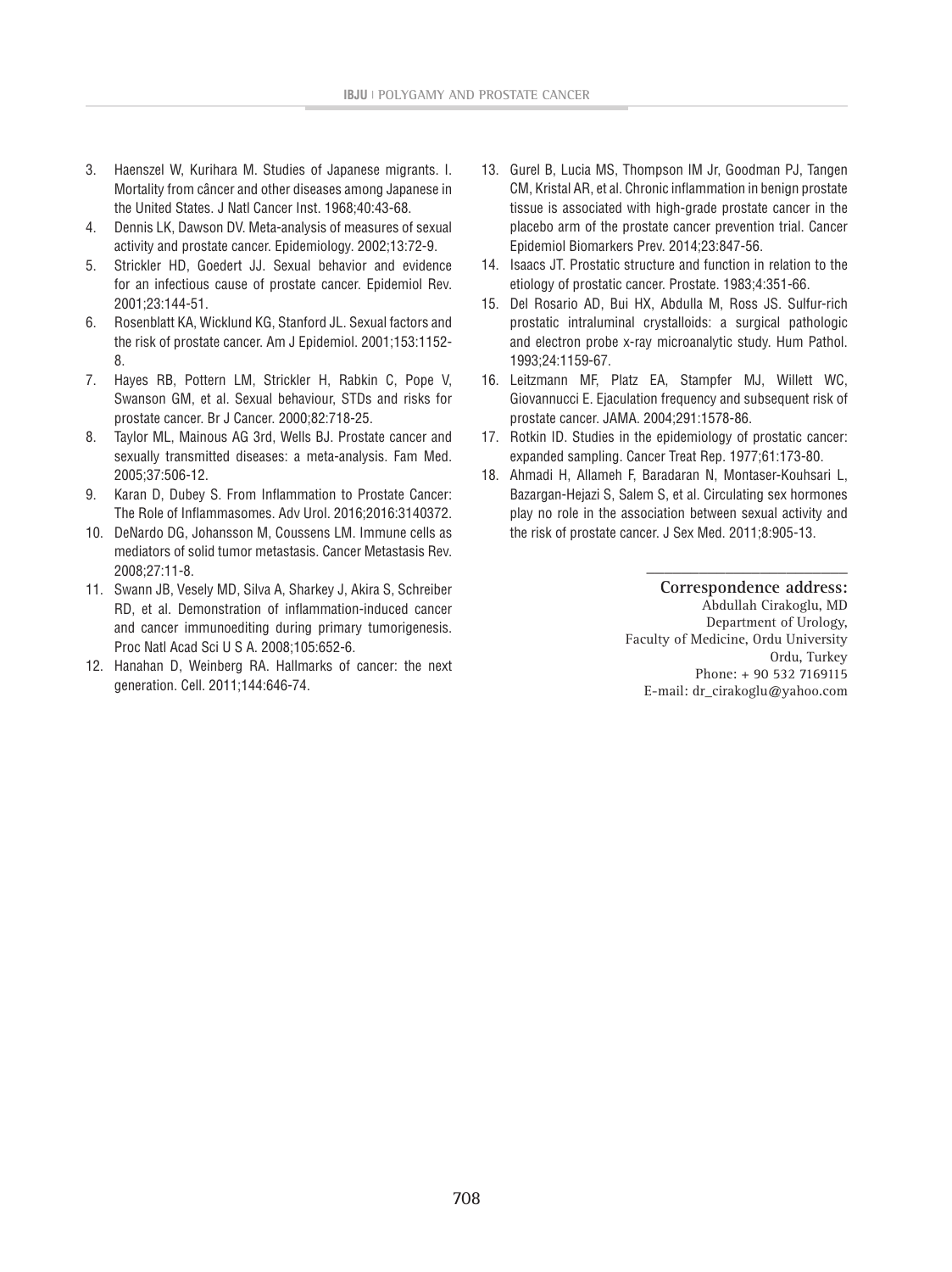3. Haenszel W, Kurihara M. Studies of Japanese migrants. I. Mortality from câncer and other diseases among Japanese in the United States. J Natl Cancer Inst. 1968;40:43-68.
4. Dennis LK, Dawson DV. Meta-analysis of measures of sexual activity and prostate cancer. Epidemiology. 2002;13:72-9.
5. Strickler HD, Goedert JJ. Sexual behavior and evidence for an infectious cause of prostate cancer. Epidemiol Rev. 2001;23:144-51.
6. Rosenblatt KA, Wicklund KG, Stanford JL. Sexual factors and the risk of prostate cancer. Am J Epidemiol. 2001;153:1152-8.
7. Hayes RB, Pottern LM, Strickler H, Rabkin C, Pope V, Swanson GM, et al. Sexual behaviour, STDs and risks for prostate cancer. Br J Cancer. 2000;82:718-25.
8. Taylor ML, Mainous AG 3rd, Wells BJ. Prostate cancer and sexually transmitted diseases: a meta-analysis. Fam Med. 2005;37:506-12.
9. Karan D, Dubey S. From Inflammation to Prostate Cancer: The Role of Inflammasomes. Adv Urol. 2016;2016:3140372.
10. DeNardo DG, Johansson M, Coussens LM. Immune cells as mediators of solid tumor metastasis. Cancer Metastasis Rev. 2008;27:11-8.
11. Swann JB, Vesely MD, Silva A, Sharkey J, Akira S, Schreiber RD, et al. Demonstration of inflammation-induced cancer and cancer immunoediting during primary tumorigenesis. Proc Natl Acad Sci U S A. 2008;105:652-6.
12. Hanahan D, Weinberg RA. Hallmarks of cancer: the next generation. Cell. 2011;144:646-74.
13. Gurel B, Lucia MS, Thompson IM Jr, Goodman PJ, Tangen CM, Kristal AR, et al. Chronic inflammation in benign prostate tissue is associated with high-grade prostate cancer in the placebo arm of the prostate cancer prevention trial. Cancer Epidemiol Biomarkers Prev. 2014;23:847-56.
14. Isaacs JT. Prostatic structure and function in relation to the etiology of prostatic cancer. Prostate. 1983;4:351-66.
15. Del Rosario AD, Bui HX, Abdulla M, Ross JS. Sulfur-rich prostatic intraluminal crystalloids: a surgical pathologic and electron probe x-ray microanalytic study. Hum Pathol. 1993;24:1159-67.
16. Leitzmann MF, Platz EA, Stampfer MJ, Willett WC, Giovannucci E. Ejaculation frequency and subsequent risk of prostate cancer. JAMA. 2004;291:1578-86.
17. Rotkin ID. Studies in the epidemiology of prostatic cancer: expanded sampling. Cancer Treat Rep. 1977;61:173-80.
18. Ahmadi H, Allameh F, Baradaran N, Montaser-Kouhsari L, Bazargan-Hejazi S, Salem S, et al. Circulating sex hormones play no role in the association between sexual activity and the risk of prostate cancer. J Sex Med. 2011;8:905-13.

**Correspondence address:**
Abdullah Cirakoglu, MD
Department of Urology,
Faculty of Medicine, Ordu University
Ordu, Turkey
Phone: + 90 532 7169115
E-mail: dr_cirakoglu@yahoo.com